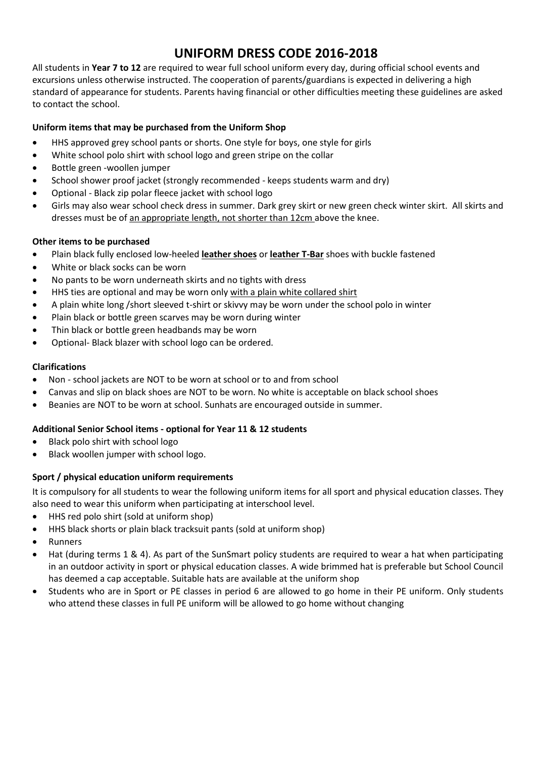# UNIFORM DRESS CODE 2016-2018

All students in **Year 7 to 12** are required to wear full school uniform every day, during official school events and excursions unless otherwise instructed. The cooperation of parents/guardians is expected in delivering a high standard of appearance for students. Parents having financial or other difficulties meeting these guidelines are asked to contact the school.

### Uniform items that may be purchased from the Uniform Shop

- HHS approved grey school pants or shorts. One style for boys, one style for girls
- White school polo shirt with school logo and green stripe on the collar
- Bottle green -woollen jumper
- School shower proof jacket (strongly recommended - keeps students warm and dry)
- Optional - Black zip polar fleece jacket with school logo
- Girls may also wear school check dress in summer. Dark grey skirt or new green check winter skirt. All skirts and dresses must be of <u>an appropriate length, not shorter than 12cm</u> above the knee.

### Other items to be purchased

- Plain black fully enclosed low-heeled **<u>leather shoes</u>** or **<u>leather T-Bar</u>** shoes with buckle fastened
- White or black socks can be worn
- No pants to be worn underneath skirts and no tights with dress
- HHS ties are optional and may be worn only <u>with a plain white collared shirt</u>
- A plain white long /short sleeved t-shirt or skivvy may be worn under the school polo in winter
- Plain black or bottle green scarves may be worn during winter
- Thin black or bottle green headbands may be worn
- Optional- Black blazer with school logo can be ordered.

### Clarifications

- Non - school jackets are NOT to be worn at school or to and from school
- Canvas and slip on black shoes are NOT to be worn. No white is acceptable on black school shoes
- Beanies are NOT to be worn at school. Sunhats are encouraged outside in summer.

### Additional Senior School items - optional for Year 11 & 12 students

- Black polo shirt with school logo
- Black woollen jumper with school logo.

### Sport / physical education uniform requirements

It is compulsory for all students to wear the following uniform items for all sport and physical education classes. They also need to wear this uniform when participating at interschool level.

- HHS red polo shirt (sold at uniform shop)
- HHS black shorts or plain black tracksuit pants (sold at uniform shop)
- Runners
- Hat (during terms 1 & 4). As part of the SunSmart policy students are required to wear a hat when participating in an outdoor activity in sport or physical education classes. A wide brimmed hat is preferable but School Council has deemed a cap acceptable. Suitable hats are available at the uniform shop
- Students who are in Sport or PE classes in period 6 are allowed to go home in their PE uniform. Only students who attend these classes in full PE uniform will be allowed to go home without changing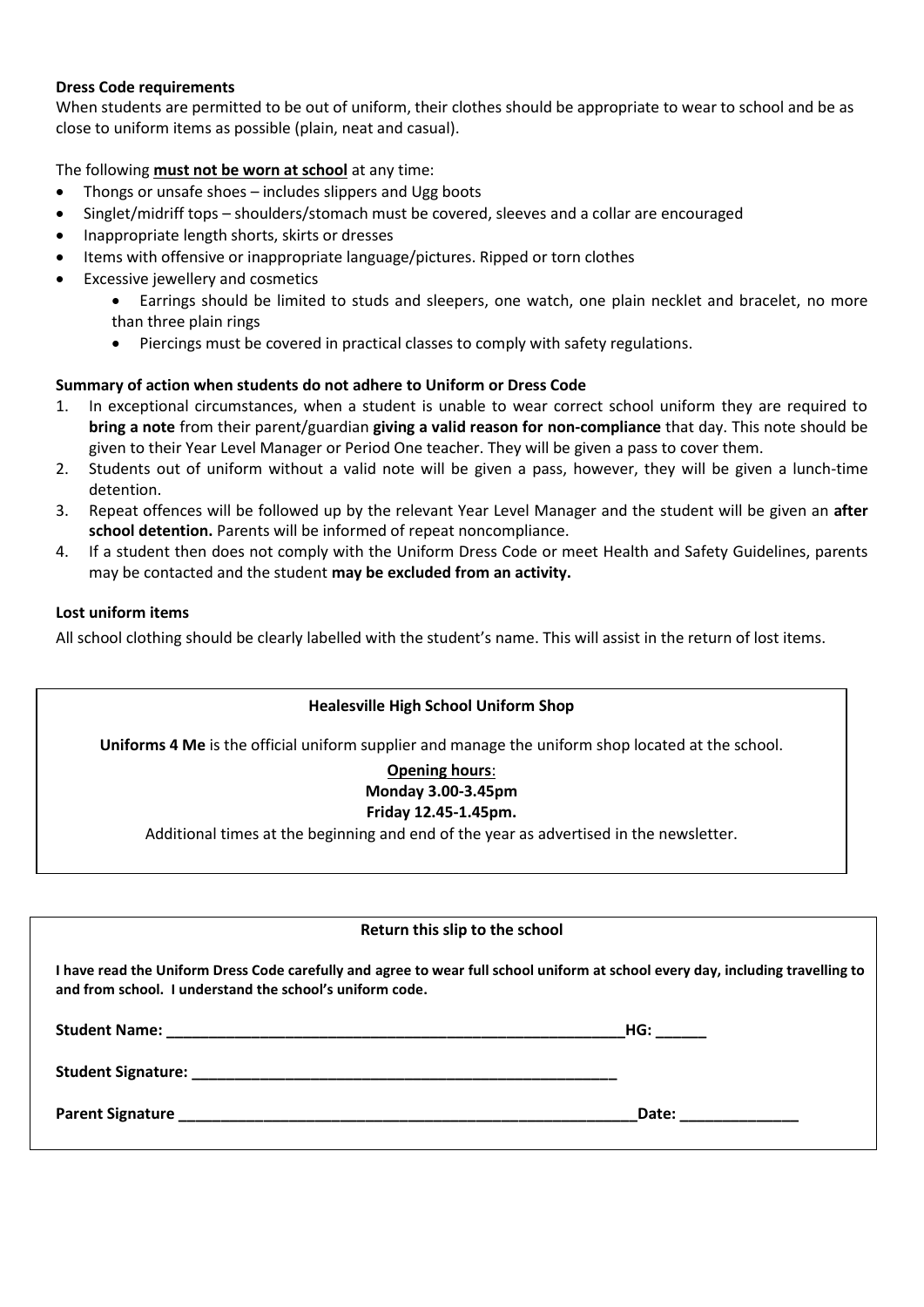**Dress Code requirements**

When students are permitted to be out of uniform, their clothes should be appropriate to wear to school and be as close to uniform items as possible (plain, neat and casual).

The following **must not be worn at school** at any time:

- Thongs or unsafe shoes – includes slippers and Ugg boots
- Singlet/midriff tops – shoulders/stomach must be covered, sleeves and a collar are encouraged
- Inappropriate length shorts, skirts or dresses
- Items with offensive or inappropriate language/pictures. Ripped or torn clothes
- Excessive jewellery and cosmetics
  - Earrings should be limited to studs and sleepers, one watch, one plain necklet and bracelet, no more than three plain rings
  - Piercings must be covered in practical classes to comply with safety regulations.

**Summary of action when students do not adhere to Uniform or Dress Code**

1. In exceptional circumstances, when a student is unable to wear correct school uniform they are required to **bring a note** from their parent/guardian **giving a valid reason for non-compliance** that day. This note should be given to their Year Level Manager or Period One teacher. They will be given a pass to cover them.
2. Students out of uniform without a valid note will be given a pass, however, they will be given a lunch-time detention.
3. Repeat offences will be followed up by the relevant Year Level Manager and the student will be given an **after school detention.** Parents will be informed of repeat noncompliance.
4. If a student then does not comply with the Uniform Dress Code or meet Health and Safety Guidelines, parents may be contacted and the student **may be excluded from an activity.**

**Lost uniform items**

All school clothing should be clearly labelled with the student's name. This will assist in the return of lost items.

**Healesville High School Uniform Shop**

**Uniforms 4 Me** is the official uniform supplier and manage the uniform shop located at the school.

**Opening hours**:
**Monday 3.00-3.45pm**
**Friday 12.45-1.45pm.**

Additional times at the beginning and end of the year as advertised in the newsletter.

**Return this slip to the school**

**I have read the Uniform Dress Code carefully and agree to wear full school uniform at school every day, including travelling to and from school. I understand the school's uniform code.**

**Student Name:** ________________________________________________________ **HG:** ______

**Student Signature:** ____________________________________________________

**Parent Signature** ________________________________________________________ **Date:** ______________